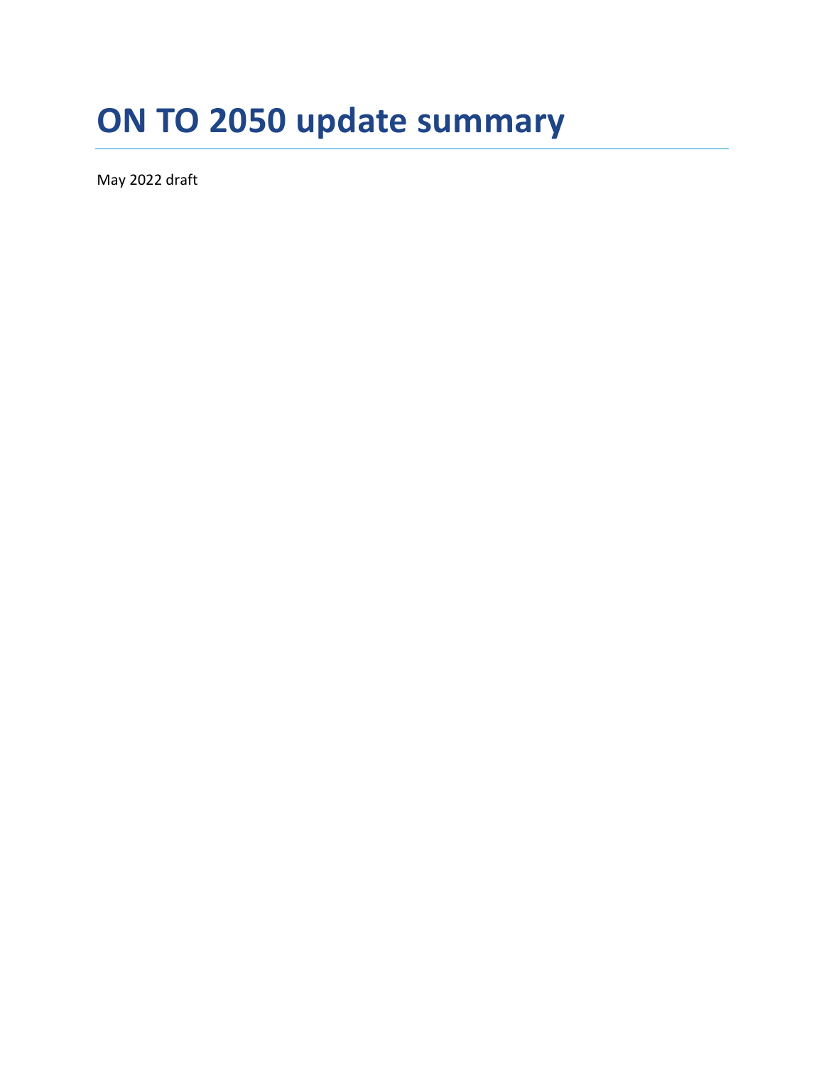# ON TO 2050 update summary

May 2022 draft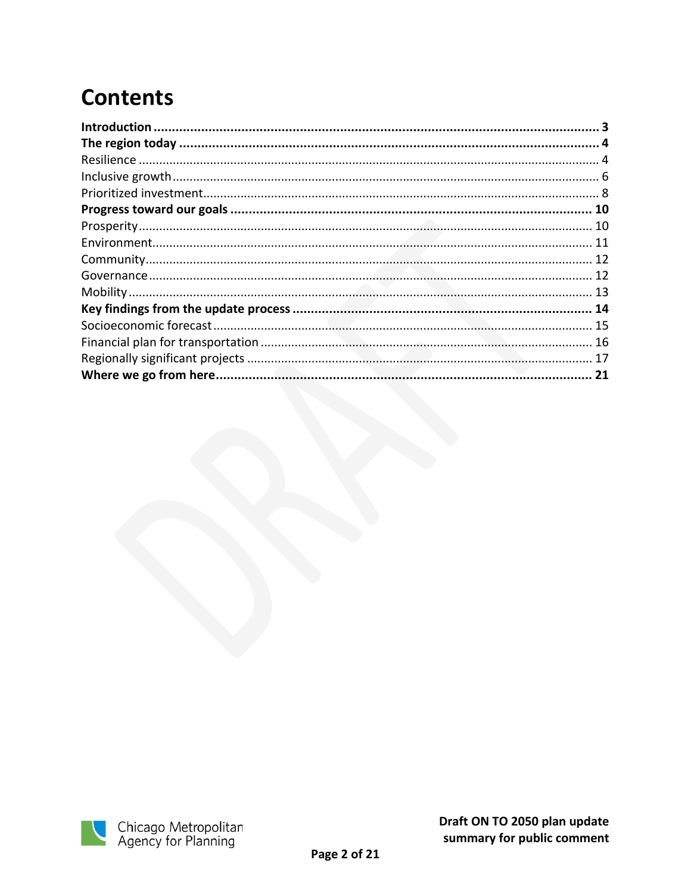# Contents

**Introduction** ........................................................................................................... **3**
**The region today** ..................................................................................................... **4**
Resilience ..................................................................................................................... 4
Inclusive growth ............................................................................................................ 6
Prioritized investment ................................................................................................... 8
**Progress toward our goals** ...................................................................................... **10**
Prosperity .................................................................................................................... 10
Environment ................................................................................................................ 11
Community .................................................................................................................. 12
Governance ................................................................................................................. 12
Mobility ........................................................................................................................ 13
**Key findings from the update process** .................................................................... **14**
Socioeconomic forecast ............................................................................................... 15
Financial plan for transportation .................................................................................. 16
Regionally significant projects ..................................................................................... 17
**Where we go from here** ........................................................................................... **21**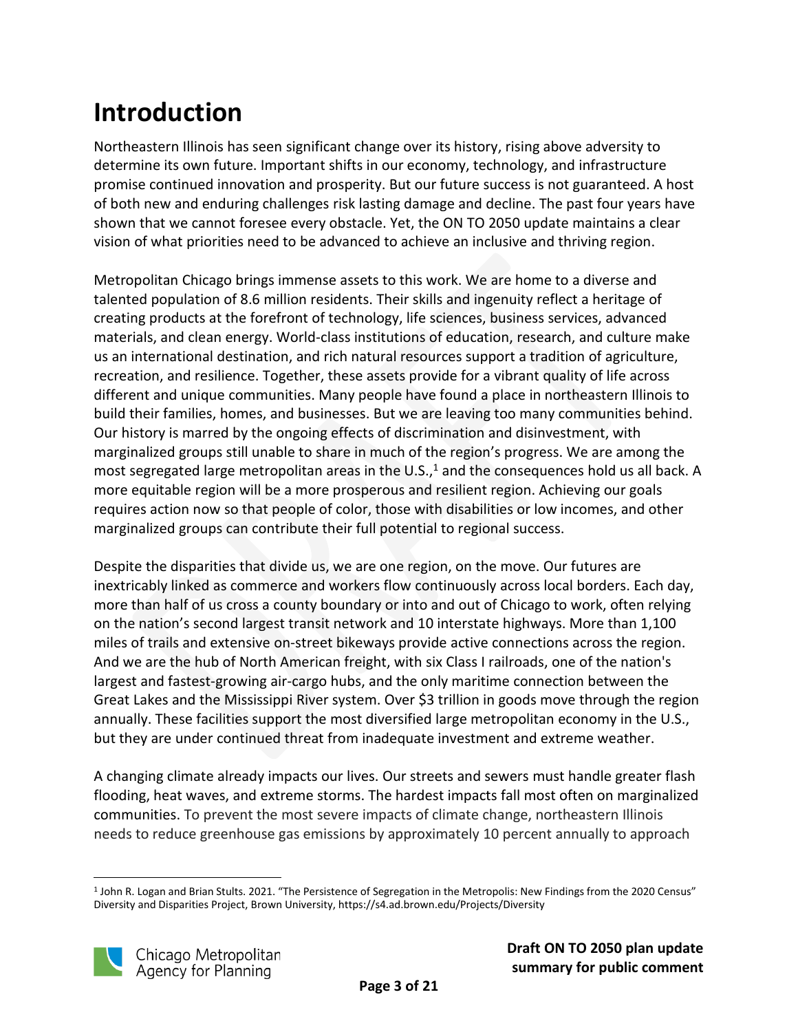# Introduction

Northeastern Illinois has seen significant change over its history, rising above adversity to determine its own future. Important shifts in our economy, technology, and infrastructure promise continued innovation and prosperity. But our future success is not guaranteed. A host of both new and enduring challenges risk lasting damage and decline. The past four years have shown that we cannot foresee every obstacle. Yet, the ON TO 2050 update maintains a clear vision of what priorities need to be advanced to achieve an inclusive and thriving region.

Metropolitan Chicago brings immense assets to this work. We are home to a diverse and talented population of 8.6 million residents. Their skills and ingenuity reflect a heritage of creating products at the forefront of technology, life sciences, business services, advanced materials, and clean energy. World-class institutions of education, research, and culture make us an international destination, and rich natural resources support a tradition of agriculture, recreation, and resilience. Together, these assets provide for a vibrant quality of life across different and unique communities. Many people have found a place in northeastern Illinois to build their families, homes, and businesses. But we are leaving too many communities behind. Our history is marred by the ongoing effects of discrimination and disinvestment, with marginalized groups still unable to share in much of the region's progress. We are among the most segregated large metropolitan areas in the U.S.,[1] and the consequences hold us all back. A more equitable region will be a more prosperous and resilient region. Achieving our goals requires action now so that people of color, those with disabilities or low incomes, and other marginalized groups can contribute their full potential to regional success.

Despite the disparities that divide us, we are one region, on the move. Our futures are inextricably linked as commerce and workers flow continuously across local borders. Each day, more than half of us cross a county boundary or into and out of Chicago to work, often relying on the nation's second largest transit network and 10 interstate highways. More than 1,100 miles of trails and extensive on-street bikeways provide active connections across the region. And we are the hub of North American freight, with six Class I railroads, one of the nation's largest and fastest-growing air-cargo hubs, and the only maritime connection between the Great Lakes and the Mississippi River system. Over $3 trillion in goods move through the region annually. These facilities support the most diversified large metropolitan economy in the U.S., but they are under continued threat from inadequate investment and extreme weather.

A changing climate already impacts our lives. Our streets and sewers must handle greater flash flooding, heat waves, and extreme storms. The hardest impacts fall most often on marginalized communities. To prevent the most severe impacts of climate change, northeastern Illinois needs to reduce greenhouse gas emissions by approximately 10 percent annually to approach

[1] John R. Logan and Brian Stults. 2021. "The Persistence of Segregation in the Metropolis: New Findings from the 2020 Census" Diversity and Disparities Project, Brown University, https://s4.ad.brown.edu/Projects/Diversity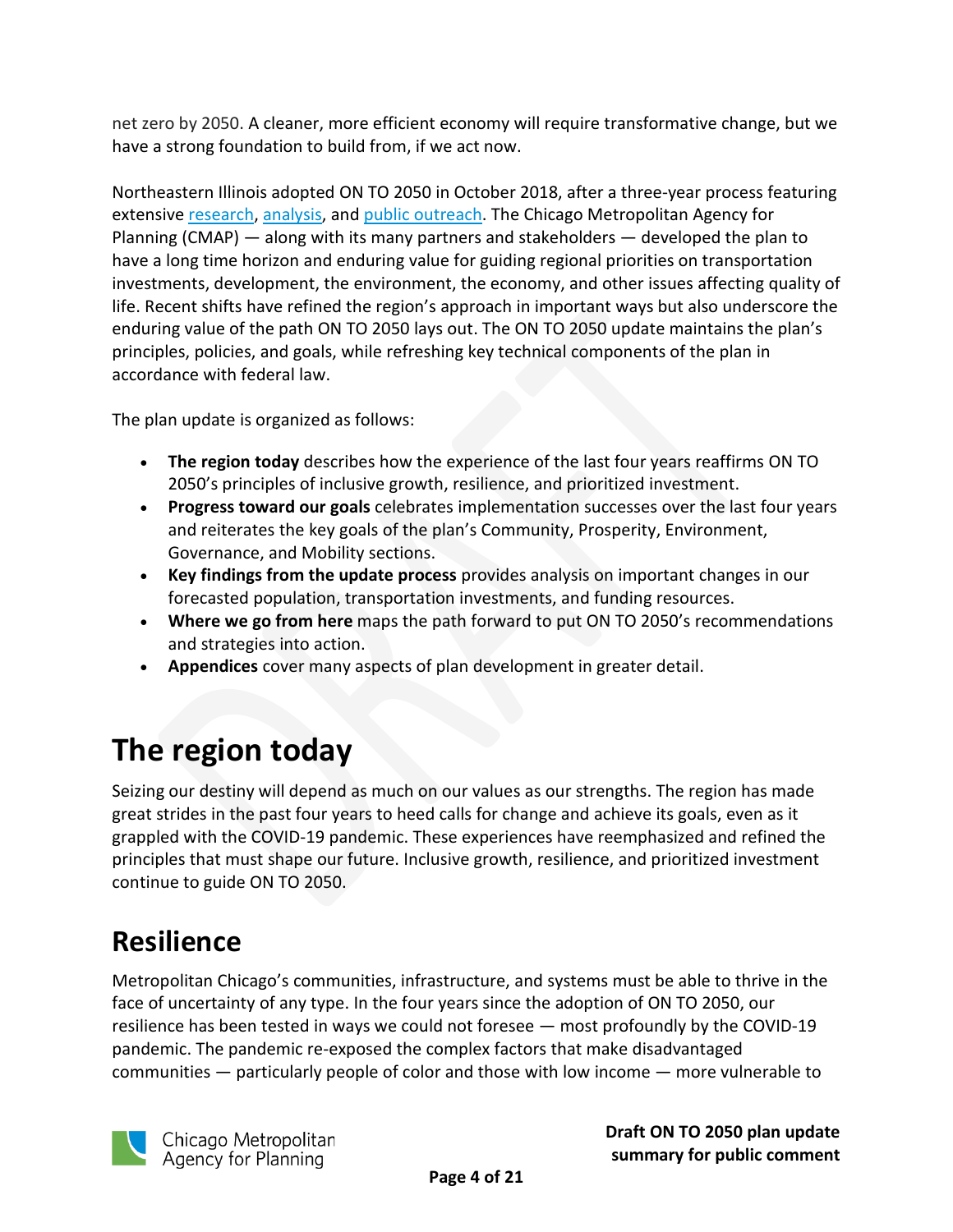net zero by 2050. A cleaner, more efficient economy will require transformative change, but we have a strong foundation to build from, if we act now.

Northeastern Illinois adopted ON TO 2050 in October 2018, after a three-year process featuring extensive research, analysis, and public outreach. The Chicago Metropolitan Agency for Planning (CMAP) — along with its many partners and stakeholders — developed the plan to have a long time horizon and enduring value for guiding regional priorities on transportation investments, development, the environment, the economy, and other issues affecting quality of life. Recent shifts have refined the region's approach in important ways but also underscore the enduring value of the path ON TO 2050 lays out. The ON TO 2050 update maintains the plan's principles, policies, and goals, while refreshing key technical components of the plan in accordance with federal law.

The plan update is organized as follows:

- **The region today** describes how the experience of the last four years reaffirms ON TO 2050's principles of inclusive growth, resilience, and prioritized investment.
- **Progress toward our goals** celebrates implementation successes over the last four years and reiterates the key goals of the plan's Community, Prosperity, Environment, Governance, and Mobility sections.
- **Key findings from the update process** provides analysis on important changes in our forecasted population, transportation investments, and funding resources.
- **Where we go from here** maps the path forward to put ON TO 2050's recommendations and strategies into action.
- **Appendices** cover many aspects of plan development in greater detail.

# The region today

Seizing our destiny will depend as much on our values as our strengths. The region has made great strides in the past four years to heed calls for change and achieve its goals, even as it grappled with the COVID-19 pandemic. These experiences have reemphasized and refined the principles that must shape our future. Inclusive growth, resilience, and prioritized investment continue to guide ON TO 2050.

## Resilience

Metropolitan Chicago's communities, infrastructure, and systems must be able to thrive in the face of uncertainty of any type. In the four years since the adoption of ON TO 2050, our resilience has been tested in ways we could not foresee — most profoundly by the COVID-19 pandemic. The pandemic re-exposed the complex factors that make disadvantaged communities — particularly people of color and those with low income — more vulnerable to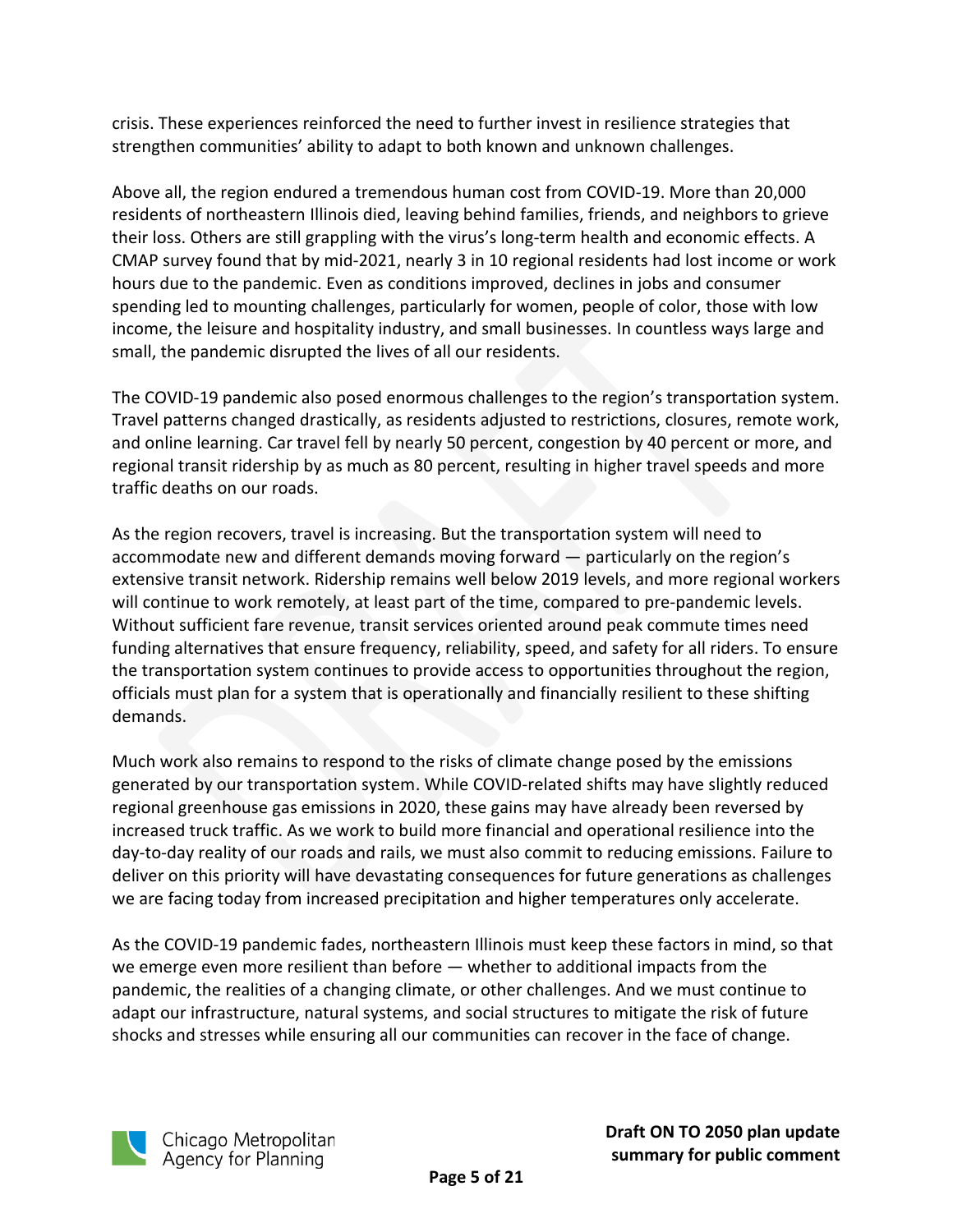crisis. These experiences reinforced the need to further invest in resilience strategies that strengthen communities' ability to adapt to both known and unknown challenges.

Above all, the region endured a tremendous human cost from COVID-19. More than 20,000 residents of northeastern Illinois died, leaving behind families, friends, and neighbors to grieve their loss. Others are still grappling with the virus's long-term health and economic effects. A CMAP survey found that by mid-2021, nearly 3 in 10 regional residents had lost income or work hours due to the pandemic. Even as conditions improved, declines in jobs and consumer spending led to mounting challenges, particularly for women, people of color, those with low income, the leisure and hospitality industry, and small businesses. In countless ways large and small, the pandemic disrupted the lives of all our residents.

The COVID-19 pandemic also posed enormous challenges to the region's transportation system. Travel patterns changed drastically, as residents adjusted to restrictions, closures, remote work, and online learning. Car travel fell by nearly 50 percent, congestion by 40 percent or more, and regional transit ridership by as much as 80 percent, resulting in higher travel speeds and more traffic deaths on our roads.

As the region recovers, travel is increasing. But the transportation system will need to accommodate new and different demands moving forward — particularly on the region's extensive transit network. Ridership remains well below 2019 levels, and more regional workers will continue to work remotely, at least part of the time, compared to pre-pandemic levels. Without sufficient fare revenue, transit services oriented around peak commute times need funding alternatives that ensure frequency, reliability, speed, and safety for all riders. To ensure the transportation system continues to provide access to opportunities throughout the region, officials must plan for a system that is operationally and financially resilient to these shifting demands.

Much work also remains to respond to the risks of climate change posed by the emissions generated by our transportation system. While COVID-related shifts may have slightly reduced regional greenhouse gas emissions in 2020, these gains may have already been reversed by increased truck traffic. As we work to build more financial and operational resilience into the day-to-day reality of our roads and rails, we must also commit to reducing emissions. Failure to deliver on this priority will have devastating consequences for future generations as challenges we are facing today from increased precipitation and higher temperatures only accelerate.

As the COVID-19 pandemic fades, northeastern Illinois must keep these factors in mind, so that we emerge even more resilient than before — whether to additional impacts from the pandemic, the realities of a changing climate, or other challenges. And we must continue to adapt our infrastructure, natural systems, and social structures to mitigate the risk of future shocks and stresses while ensuring all our communities can recover in the face of change.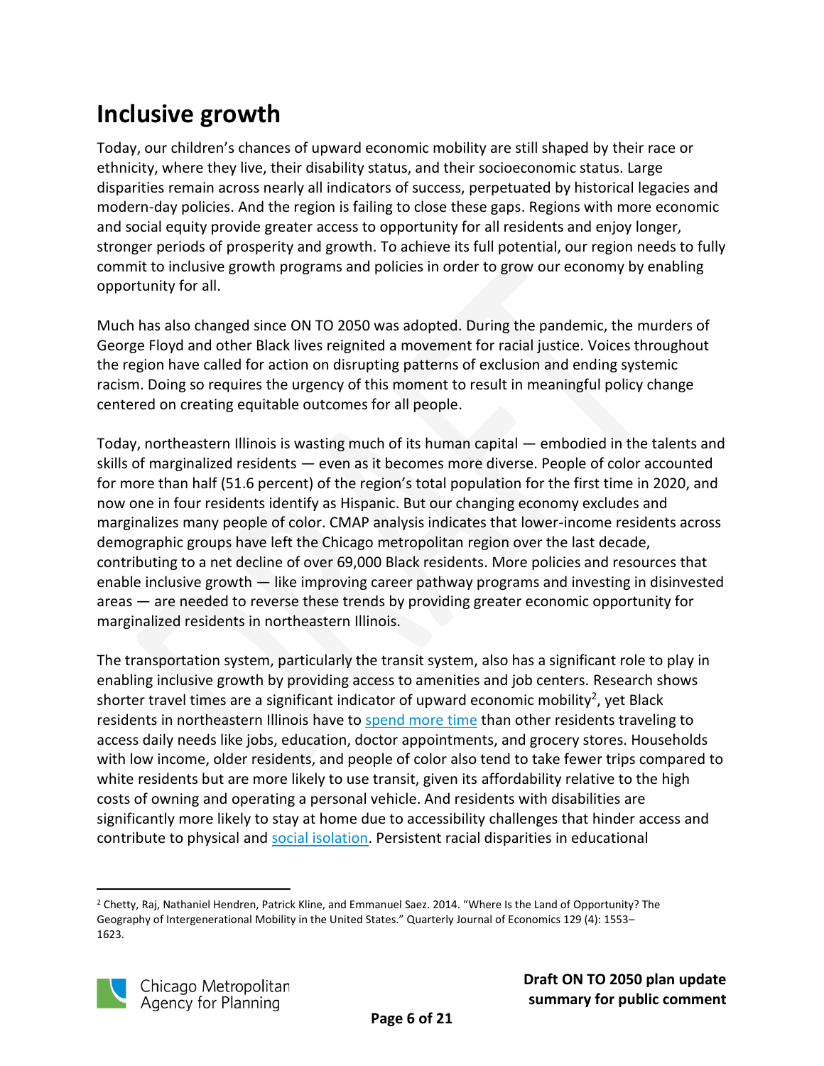# Inclusive growth

Today, our children's chances of upward economic mobility are still shaped by their race or ethnicity, where they live, their disability status, and their socioeconomic status. Large disparities remain across nearly all indicators of success, perpetuated by historical legacies and modern-day policies. And the region is failing to close these gaps. Regions with more economic and social equity provide greater access to opportunity for all residents and enjoy longer, stronger periods of prosperity and growth. To achieve its full potential, our region needs to fully commit to inclusive growth programs and policies in order to grow our economy by enabling opportunity for all.

Much has also changed since ON TO 2050 was adopted. During the pandemic, the murders of George Floyd and other Black lives reignited a movement for racial justice. Voices throughout the region have called for action on disrupting patterns of exclusion and ending systemic racism. Doing so requires the urgency of this moment to result in meaningful policy change centered on creating equitable outcomes for all people.

Today, northeastern Illinois is wasting much of its human capital — embodied in the talents and skills of marginalized residents — even as it becomes more diverse. People of color accounted for more than half (51.6 percent) of the region's total population for the first time in 2020, and now one in four residents identify as Hispanic. But our changing economy excludes and marginalizes many people of color. CMAP analysis indicates that lower-income residents across demographic groups have left the Chicago metropolitan region over the last decade, contributing to a net decline of over 69,000 Black residents. More policies and resources that enable inclusive growth — like improving career pathway programs and investing in disinvested areas — are needed to reverse these trends by providing greater economic opportunity for marginalized residents in northeastern Illinois.

The transportation system, particularly the transit system, also has a significant role to play in enabling inclusive growth by providing access to amenities and job centers. Research shows shorter travel times are a significant indicator of upward economic mobility[2], yet Black residents in northeastern Illinois have to spend more time than other residents traveling to access daily needs like jobs, education, doctor appointments, and grocery stores. Households with low income, older residents, and people of color also tend to take fewer trips compared to white residents but are more likely to use transit, given its affordability relative to the high costs of owning and operating a personal vehicle. And residents with disabilities are significantly more likely to stay at home due to accessibility challenges that hinder access and contribute to physical and social isolation. Persistent racial disparities in educational

[2] Chetty, Raj, Nathaniel Hendren, Patrick Kline, and Emmanuel Saez. 2014. "Where Is the Land of Opportunity? The Geography of Intergenerational Mobility in the United States." Quarterly Journal of Economics 129 (4): 1553–1623.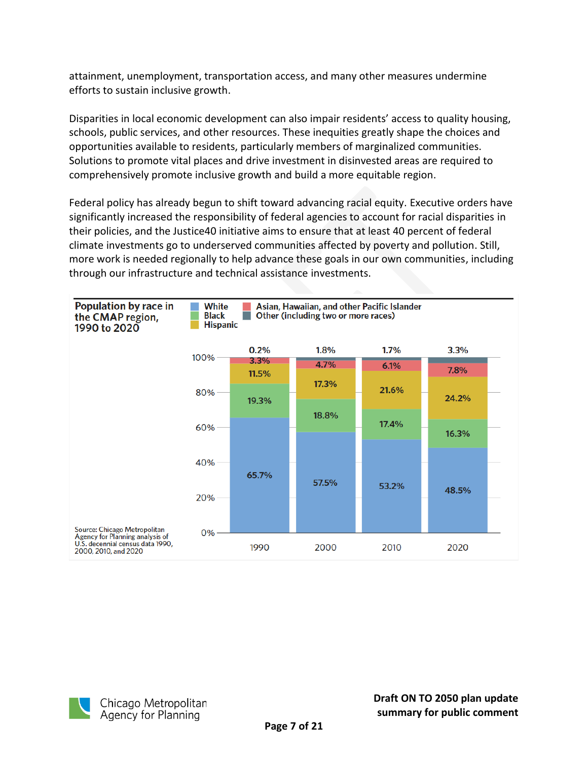attainment, unemployment, transportation access, and many other measures undermine efforts to sustain inclusive growth.

Disparities in local economic development can also impair residents' access to quality housing, schools, public services, and other resources. These inequities greatly shape the choices and opportunities available to residents, particularly members of marginalized communities. Solutions to promote vital places and drive investment in disinvested areas are required to comprehensively promote inclusive growth and build a more equitable region.

Federal policy has already begun to shift toward advancing racial equity. Executive orders have significantly increased the responsibility of federal agencies to account for racial disparities in their policies, and the Justice40 initiative aims to ensure that at least 40 percent of federal climate investments go to underserved communities affected by poverty and pollution. Still, more work is needed regionally to help advance these goals in our own communities, including through our infrastructure and technical assistance investments.

**Population by race in the CMAP region, 1990 to 2020**

| Race | 1990 | 2000 | 2010 | 2020 |
|---|---|---|---|---|
| White | 65.7% | 57.5% | 53.2% | 48.5% |
| Black | 19.3% | 18.8% | 17.4% | 16.3% |
| Hispanic | 11.5% | 17.3% | 21.6% | 24.2% |
| Asian, Hawaiian, and other Pacific Islander | 3.3% | 4.7% | 6.1% | 7.8% |
| Other (including two or more races) | 0.2% | 1.8% | 1.7% | 3.3% |

Source: Chicago Metropolitan Agency for Planning analysis of U.S. decennial census data 1990, 2000, 2010, and 2020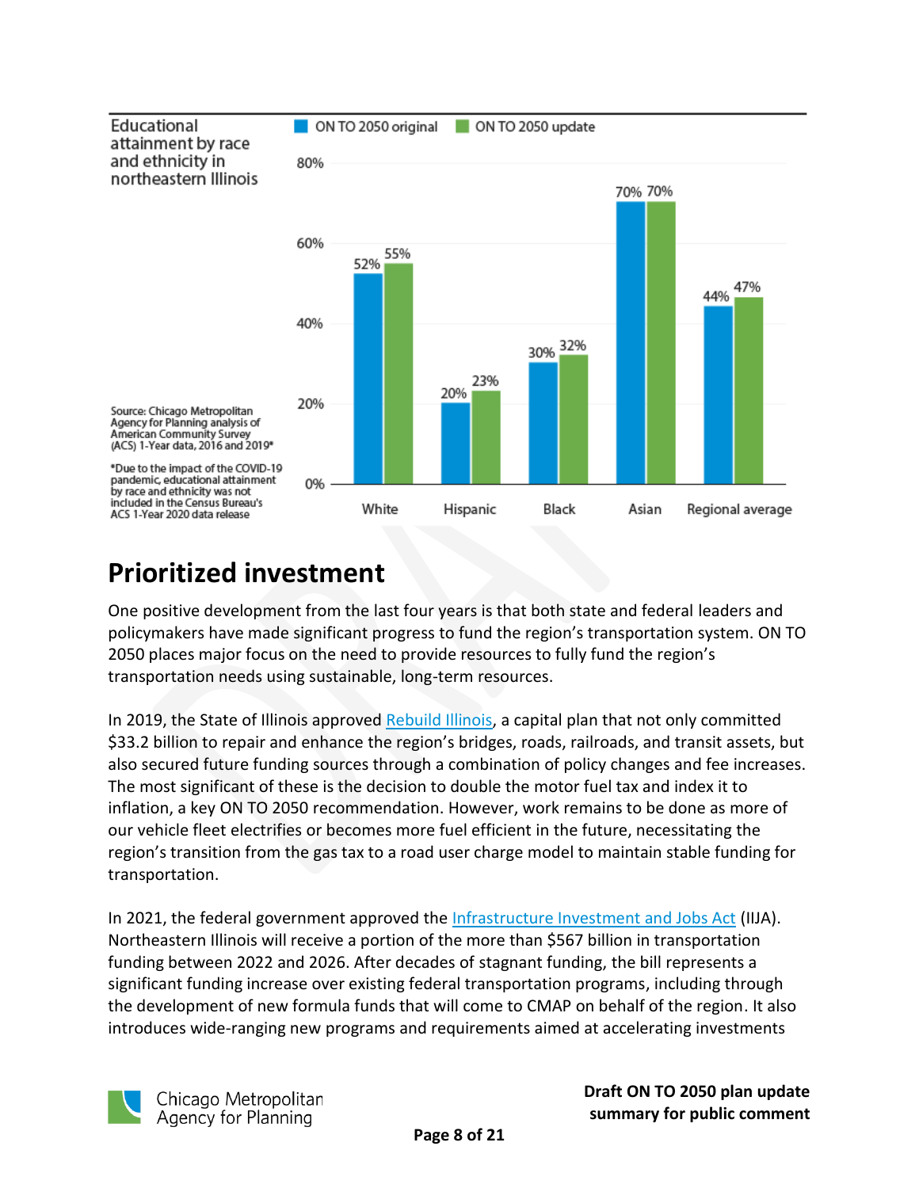Educational attainment by race and ethnicity in northeastern Illinois

| | ON TO 2050 original | ON TO 2050 update |
|---|---|---|
| White | 52% | 55% |
| Hispanic | 20% | 23% |
| Black | 30% | 32% |
| Asian | 70% | 70% |
| Regional average | 44% | 47% |

Source: Chicago Metropolitan Agency for Planning analysis of American Community Survey (ACS) 1-Year data, 2016 and 2019*

*Due to the impact of the COVID-19 pandemic, educational attainment by race and ethnicity was not included in the Census Bureau's ACS 1-Year 2020 data release

## Prioritized investment

One positive development from the last four years is that both state and federal leaders and policymakers have made significant progress to fund the region's transportation system. ON TO 2050 places major focus on the need to provide resources to fully fund the region's transportation needs using sustainable, long-term resources.

In 2019, the State of Illinois approved Rebuild Illinois, a capital plan that not only committed $33.2 billion to repair and enhance the region's bridges, roads, railroads, and transit assets, but also secured future funding sources through a combination of policy changes and fee increases. The most significant of these is the decision to double the motor fuel tax and index it to inflation, a key ON TO 2050 recommendation. However, work remains to be done as more of our vehicle fleet electrifies or becomes more fuel efficient in the future, necessitating the region's transition from the gas tax to a road user charge model to maintain stable funding for transportation.

In 2021, the federal government approved the Infrastructure Investment and Jobs Act (IIJA). Northeastern Illinois will receive a portion of the more than $567 billion in transportation funding between 2022 and 2026. After decades of stagnant funding, the bill represents a significant funding increase over existing federal transportation programs, including through the development of new formula funds that will come to CMAP on behalf of the region. It also introduces wide-ranging new programs and requirements aimed at accelerating investments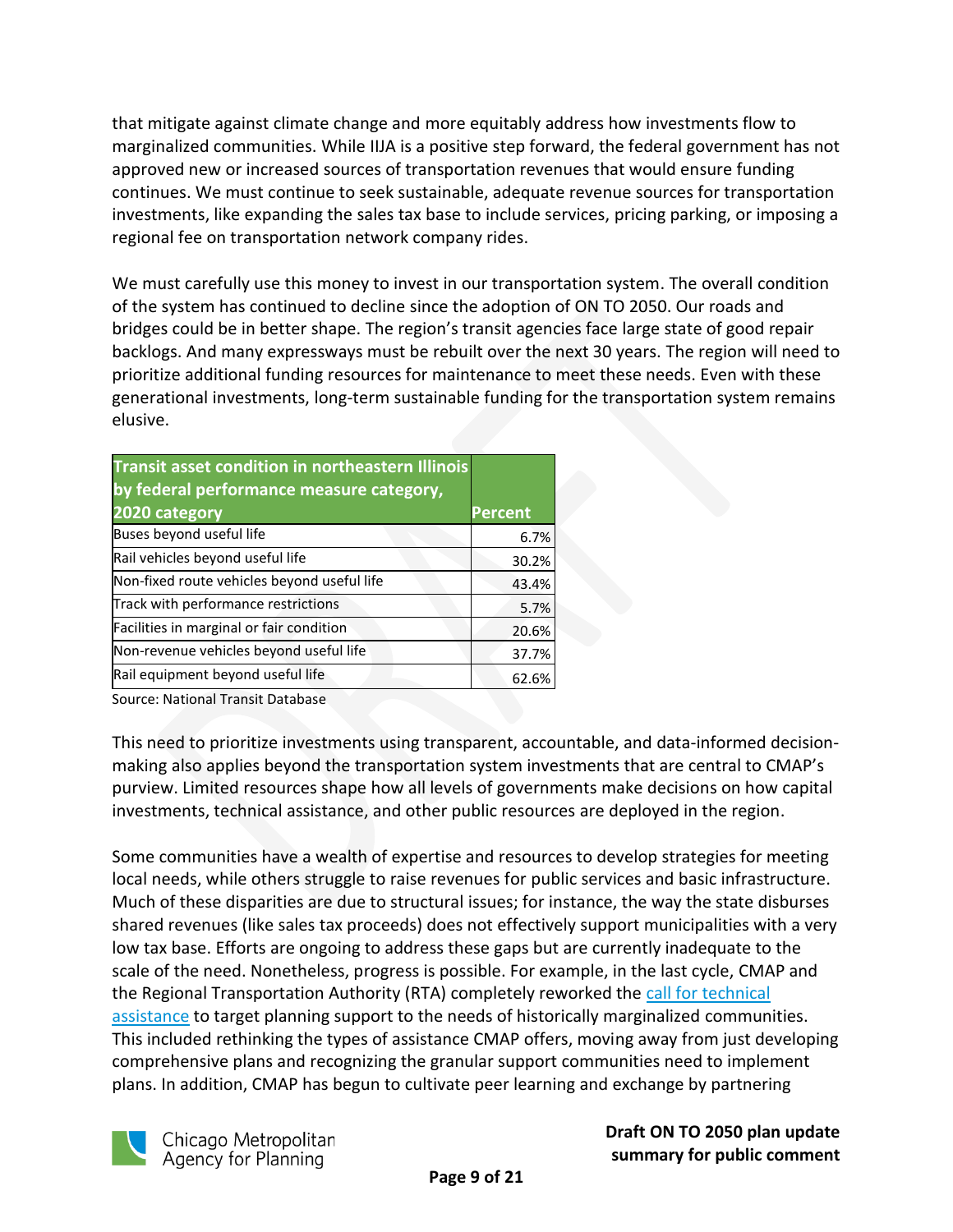that mitigate against climate change and more equitably address how investments flow to marginalized communities. While IIJA is a positive step forward, the federal government has not approved new or increased sources of transportation revenues that would ensure funding continues. We must continue to seek sustainable, adequate revenue sources for transportation investments, like expanding the sales tax base to include services, pricing parking, or imposing a regional fee on transportation network company rides.

We must carefully use this money to invest in our transportation system. The overall condition of the system has continued to decline since the adoption of ON TO 2050. Our roads and bridges could be in better shape. The region's transit agencies face large state of good repair backlogs. And many expressways must be rebuilt over the next 30 years. The region will need to prioritize additional funding resources for maintenance to meet these needs. Even with these generational investments, long-term sustainable funding for the transportation system remains elusive.

| Transit asset condition in northeastern Illinois by federal performance measure category, 2020 category | Percent |
|---|---|
| Buses beyond useful life | 6.7% |
| Rail vehicles beyond useful life | 30.2% |
| Non-fixed route vehicles beyond useful life | 43.4% |
| Track with performance restrictions | 5.7% |
| Facilities in marginal or fair condition | 20.6% |
| Non-revenue vehicles beyond useful life | 37.7% |
| Rail equipment beyond useful life | 62.6% |

Source: National Transit Database

This need to prioritize investments using transparent, accountable, and data-informed decision-making also applies beyond the transportation system investments that are central to CMAP's purview. Limited resources shape how all levels of governments make decisions on how capital investments, technical assistance, and other public resources are deployed in the region.

Some communities have a wealth of expertise and resources to develop strategies for meeting local needs, while others struggle to raise revenues for public services and basic infrastructure. Much of these disparities are due to structural issues; for instance, the way the state disburses shared revenues (like sales tax proceeds) does not effectively support municipalities with a very low tax base. Efforts are ongoing to address these gaps but are currently inadequate to the scale of the need. Nonetheless, progress is possible. For example, in the last cycle, CMAP and the Regional Transportation Authority (RTA) completely reworked the call for technical assistance to target planning support to the needs of historically marginalized communities. This included rethinking the types of assistance CMAP offers, moving away from just developing comprehensive plans and recognizing the granular support communities need to implement plans. In addition, CMAP has begun to cultivate peer learning and exchange by partnering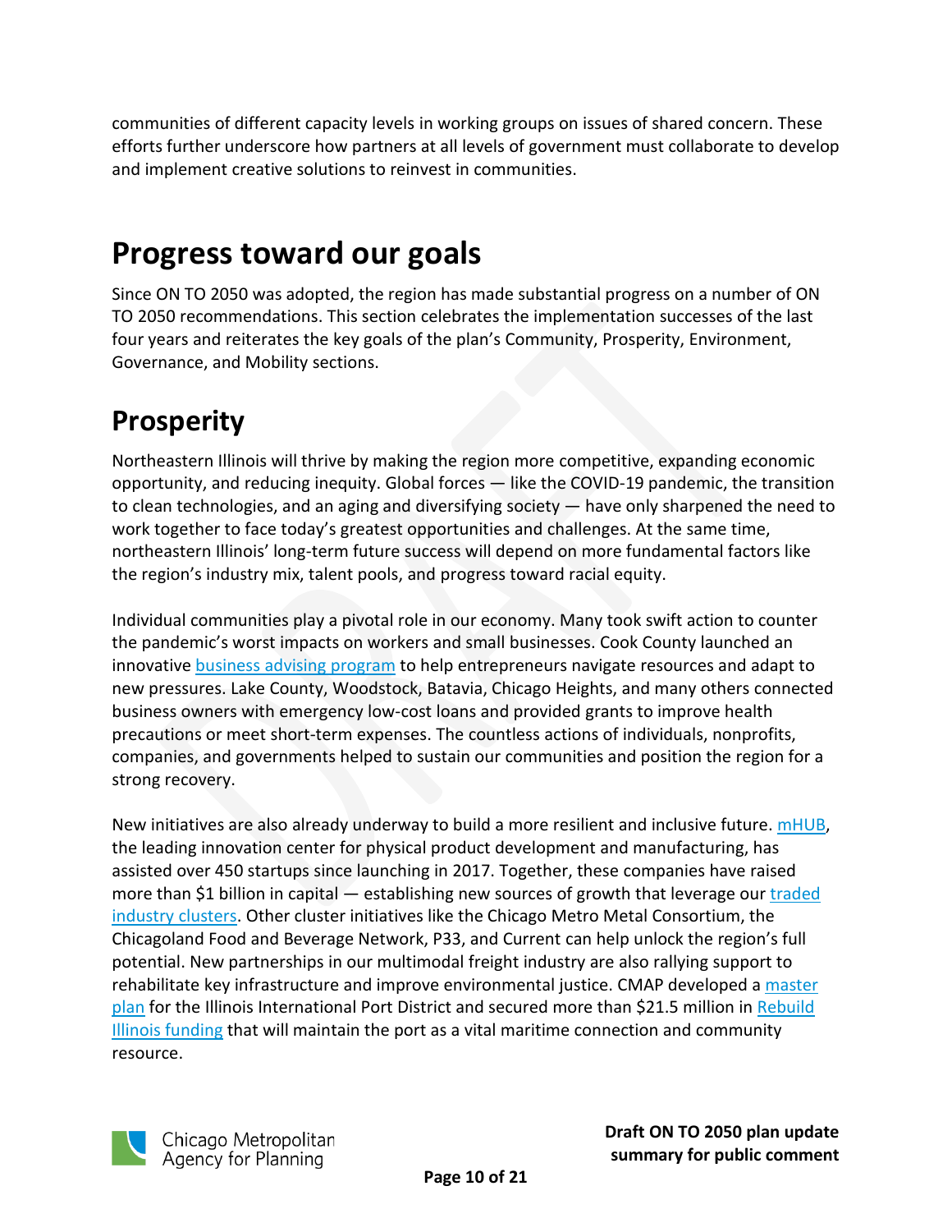communities of different capacity levels in working groups on issues of shared concern. These efforts further underscore how partners at all levels of government must collaborate to develop and implement creative solutions to reinvest in communities.

# Progress toward our goals

Since ON TO 2050 was adopted, the region has made substantial progress on a number of ON TO 2050 recommendations. This section celebrates the implementation successes of the last four years and reiterates the key goals of the plan's Community, Prosperity, Environment, Governance, and Mobility sections.

## Prosperity

Northeastern Illinois will thrive by making the region more competitive, expanding economic opportunity, and reducing inequity. Global forces — like the COVID-19 pandemic, the transition to clean technologies, and an aging and diversifying society — have only sharpened the need to work together to face today's greatest opportunities and challenges. At the same time, northeastern Illinois' long-term future success will depend on more fundamental factors like the region's industry mix, talent pools, and progress toward racial equity.

Individual communities play a pivotal role in our economy. Many took swift action to counter the pandemic's worst impacts on workers and small businesses. Cook County launched an innovative business advising program to help entrepreneurs navigate resources and adapt to new pressures. Lake County, Woodstock, Batavia, Chicago Heights, and many others connected business owners with emergency low-cost loans and provided grants to improve health precautions or meet short-term expenses. The countless actions of individuals, nonprofits, companies, and governments helped to sustain our communities and position the region for a strong recovery.

New initiatives are also already underway to build a more resilient and inclusive future. mHUB, the leading innovation center for physical product development and manufacturing, has assisted over 450 startups since launching in 2017. Together, these companies have raised more than $1 billion in capital — establishing new sources of growth that leverage our traded industry clusters. Other cluster initiatives like the Chicago Metro Metal Consortium, the Chicagoland Food and Beverage Network, P33, and Current can help unlock the region's full potential. New partnerships in our multimodal freight industry are also rallying support to rehabilitate key infrastructure and improve environmental justice. CMAP developed a master plan for the Illinois International Port District and secured more than $21.5 million in Rebuild Illinois funding that will maintain the port as a vital maritime connection and community resource.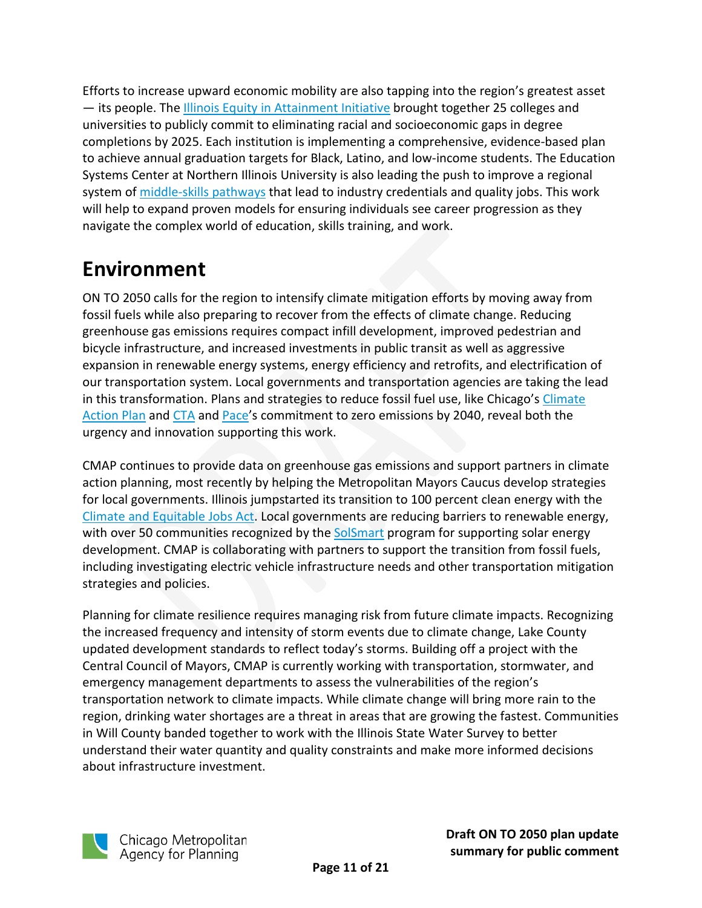Efforts to increase upward economic mobility are also tapping into the region's greatest asset — its people. The Illinois Equity in Attainment Initiative brought together 25 colleges and universities to publicly commit to eliminating racial and socioeconomic gaps in degree completions by 2025. Each institution is implementing a comprehensive, evidence-based plan to achieve annual graduation targets for Black, Latino, and low-income students. The Education Systems Center at Northern Illinois University is also leading the push to improve a regional system of middle-skills pathways that lead to industry credentials and quality jobs. This work will help to expand proven models for ensuring individuals see career progression as they navigate the complex world of education, skills training, and work.

# Environment

ON TO 2050 calls for the region to intensify climate mitigation efforts by moving away from fossil fuels while also preparing to recover from the effects of climate change. Reducing greenhouse gas emissions requires compact infill development, improved pedestrian and bicycle infrastructure, and increased investments in public transit as well as aggressive expansion in renewable energy systems, energy efficiency and retrofits, and electrification of our transportation system. Local governments and transportation agencies are taking the lead in this transformation. Plans and strategies to reduce fossil fuel use, like Chicago's Climate Action Plan and CTA and Pace's commitment to zero emissions by 2040, reveal both the urgency and innovation supporting this work.

CMAP continues to provide data on greenhouse gas emissions and support partners in climate action planning, most recently by helping the Metropolitan Mayors Caucus develop strategies for local governments. Illinois jumpstarted its transition to 100 percent clean energy with the Climate and Equitable Jobs Act. Local governments are reducing barriers to renewable energy, with over 50 communities recognized by the SolSmart program for supporting solar energy development. CMAP is collaborating with partners to support the transition from fossil fuels, including investigating electric vehicle infrastructure needs and other transportation mitigation strategies and policies.

Planning for climate resilience requires managing risk from future climate impacts. Recognizing the increased frequency and intensity of storm events due to climate change, Lake County updated development standards to reflect today's storms. Building off a project with the Central Council of Mayors, CMAP is currently working with transportation, stormwater, and emergency management departments to assess the vulnerabilities of the region's transportation network to climate impacts. While climate change will bring more rain to the region, drinking water shortages are a threat in areas that are growing the fastest. Communities in Will County banded together to work with the Illinois State Water Survey to better understand their water quantity and quality constraints and make more informed decisions about infrastructure investment.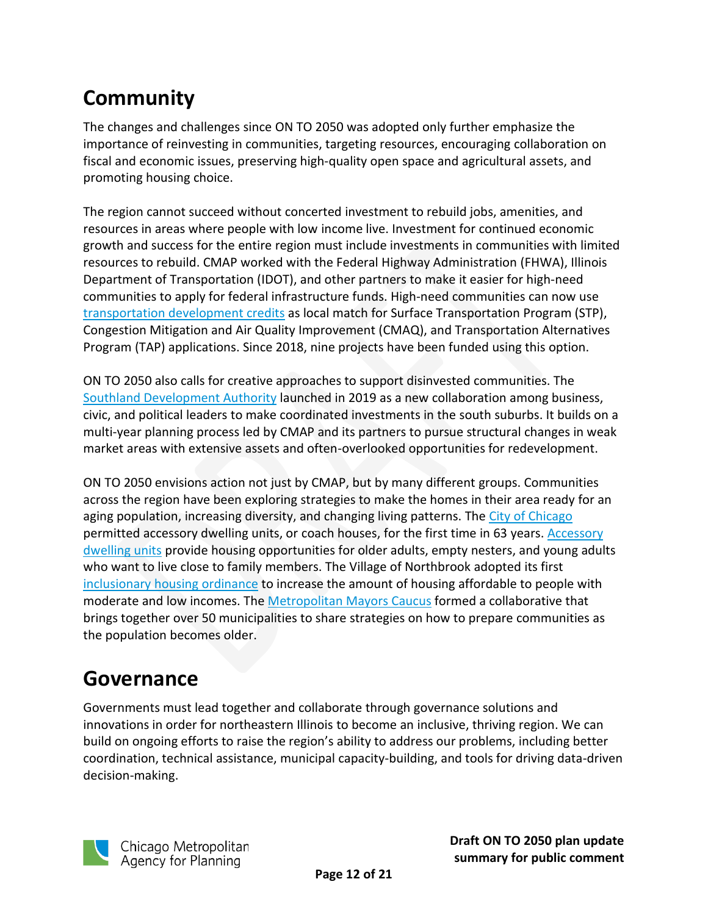## Community

The changes and challenges since ON TO 2050 was adopted only further emphasize the importance of reinvesting in communities, targeting resources, encouraging collaboration on fiscal and economic issues, preserving high-quality open space and agricultural assets, and promoting housing choice.

The region cannot succeed without concerted investment to rebuild jobs, amenities, and resources in areas where people with low income live. Investment for continued economic growth and success for the entire region must include investments in communities with limited resources to rebuild. CMAP worked with the Federal Highway Administration (FHWA), Illinois Department of Transportation (IDOT), and other partners to make it easier for high-need communities to apply for federal infrastructure funds. High-need communities can now use transportation development credits as local match for Surface Transportation Program (STP), Congestion Mitigation and Air Quality Improvement (CMAQ), and Transportation Alternatives Program (TAP) applications. Since 2018, nine projects have been funded using this option.

ON TO 2050 also calls for creative approaches to support disinvested communities. The Southland Development Authority launched in 2019 as a new collaboration among business, civic, and political leaders to make coordinated investments in the south suburbs. It builds on a multi-year planning process led by CMAP and its partners to pursue structural changes in weak market areas with extensive assets and often-overlooked opportunities for redevelopment.

ON TO 2050 envisions action not just by CMAP, but by many different groups. Communities across the region have been exploring strategies to make the homes in their area ready for an aging population, increasing diversity, and changing living patterns. The City of Chicago permitted accessory dwelling units, or coach houses, for the first time in 63 years. Accessory dwelling units provide housing opportunities for older adults, empty nesters, and young adults who want to live close to family members. The Village of Northbrook adopted its first inclusionary housing ordinance to increase the amount of housing affordable to people with moderate and low incomes. The Metropolitan Mayors Caucus formed a collaborative that brings together over 50 municipalities to share strategies on how to prepare communities as the population becomes older.

## Governance

Governments must lead together and collaborate through governance solutions and innovations in order for northeastern Illinois to become an inclusive, thriving region. We can build on ongoing efforts to raise the region's ability to address our problems, including better coordination, technical assistance, municipal capacity-building, and tools for driving data-driven decision-making.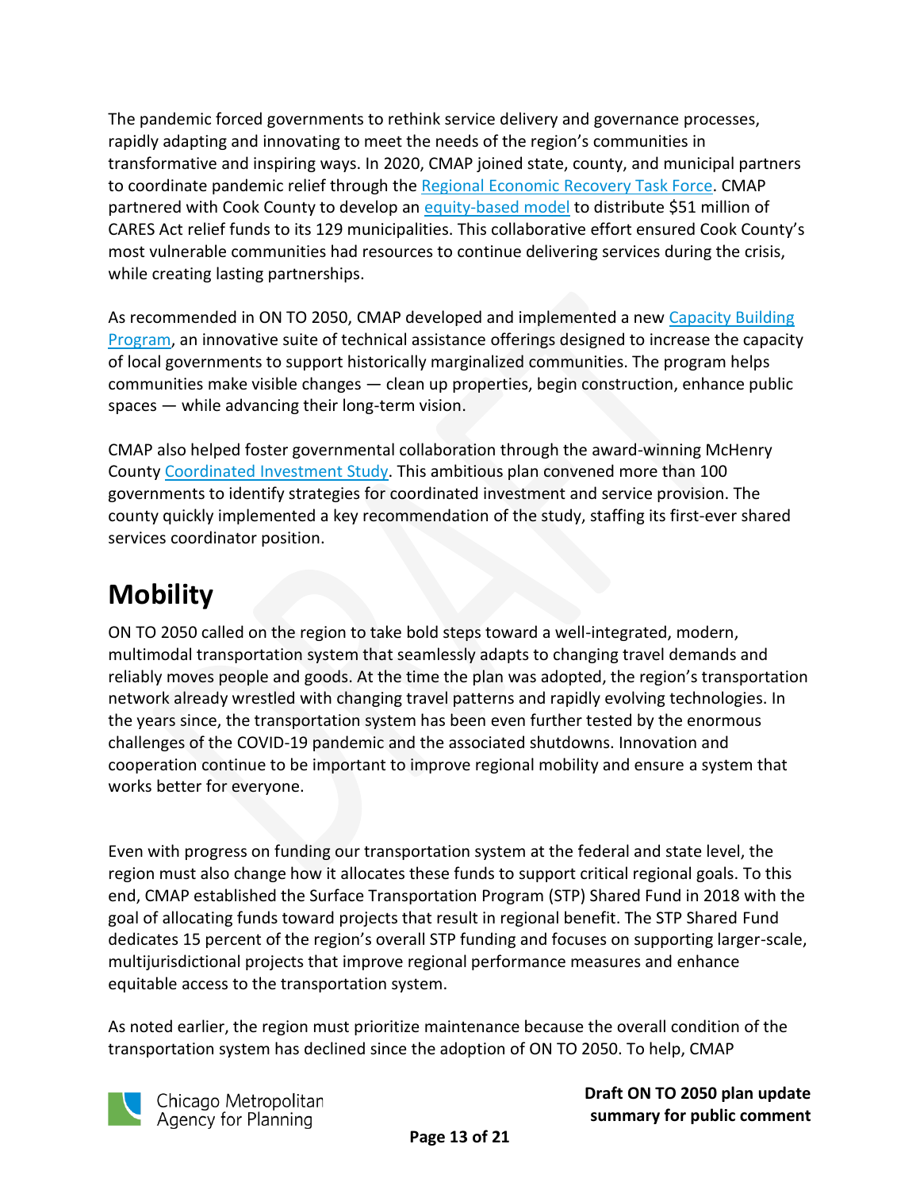The pandemic forced governments to rethink service delivery and governance processes, rapidly adapting and innovating to meet the needs of the region's communities in transformative and inspiring ways. In 2020, CMAP joined state, county, and municipal partners to coordinate pandemic relief through the Regional Economic Recovery Task Force. CMAP partnered with Cook County to develop an equity-based model to distribute $51 million of CARES Act relief funds to its 129 municipalities. This collaborative effort ensured Cook County's most vulnerable communities had resources to continue delivering services during the crisis, while creating lasting partnerships.

As recommended in ON TO 2050, CMAP developed and implemented a new Capacity Building Program, an innovative suite of technical assistance offerings designed to increase the capacity of local governments to support historically marginalized communities. The program helps communities make visible changes — clean up properties, begin construction, enhance public spaces — while advancing their long-term vision.

CMAP also helped foster governmental collaboration through the award-winning McHenry County Coordinated Investment Study. This ambitious plan convened more than 100 governments to identify strategies for coordinated investment and service provision. The county quickly implemented a key recommendation of the study, staffing its first-ever shared services coordinator position.

# Mobility

ON TO 2050 called on the region to take bold steps toward a well-integrated, modern, multimodal transportation system that seamlessly adapts to changing travel demands and reliably moves people and goods. At the time the plan was adopted, the region's transportation network already wrestled with changing travel patterns and rapidly evolving technologies. In the years since, the transportation system has been even further tested by the enormous challenges of the COVID-19 pandemic and the associated shutdowns. Innovation and cooperation continue to be important to improve regional mobility and ensure a system that works better for everyone.

Even with progress on funding our transportation system at the federal and state level, the region must also change how it allocates these funds to support critical regional goals. To this end, CMAP established the Surface Transportation Program (STP) Shared Fund in 2018 with the goal of allocating funds toward projects that result in regional benefit. The STP Shared Fund dedicates 15 percent of the region's overall STP funding and focuses on supporting larger-scale, multijurisdictional projects that improve regional performance measures and enhance equitable access to the transportation system.

As noted earlier, the region must prioritize maintenance because the overall condition of the transportation system has declined since the adoption of ON TO 2050. To help, CMAP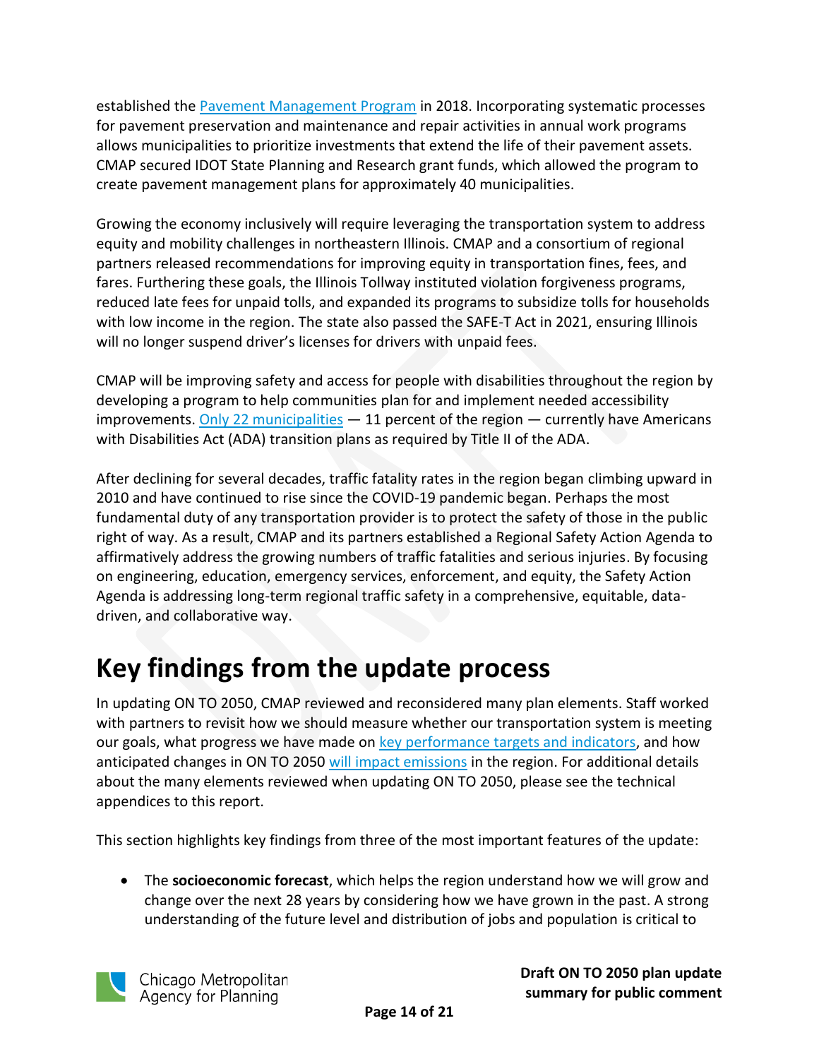established the Pavement Management Program in 2018. Incorporating systematic processes for pavement preservation and maintenance and repair activities in annual work programs allows municipalities to prioritize investments that extend the life of their pavement assets. CMAP secured IDOT State Planning and Research grant funds, which allowed the program to create pavement management plans for approximately 40 municipalities.

Growing the economy inclusively will require leveraging the transportation system to address equity and mobility challenges in northeastern Illinois. CMAP and a consortium of regional partners released recommendations for improving equity in transportation fines, fees, and fares. Furthering these goals, the Illinois Tollway instituted violation forgiveness programs, reduced late fees for unpaid tolls, and expanded its programs to subsidize tolls for households with low income in the region. The state also passed the SAFE-T Act in 2021, ensuring Illinois will no longer suspend driver's licenses for drivers with unpaid fees.

CMAP will be improving safety and access for people with disabilities throughout the region by developing a program to help communities plan for and implement needed accessibility improvements. Only 22 municipalities — 11 percent of the region — currently have Americans with Disabilities Act (ADA) transition plans as required by Title II of the ADA.

After declining for several decades, traffic fatality rates in the region began climbing upward in 2010 and have continued to rise since the COVID-19 pandemic began. Perhaps the most fundamental duty of any transportation provider is to protect the safety of those in the public right of way. As a result, CMAP and its partners established a Regional Safety Action Agenda to affirmatively address the growing numbers of traffic fatalities and serious injuries. By focusing on engineering, education, emergency services, enforcement, and equity, the Safety Action Agenda is addressing long-term regional traffic safety in a comprehensive, equitable, data-driven, and collaborative way.

# Key findings from the update process

In updating ON TO 2050, CMAP reviewed and reconsidered many plan elements. Staff worked with partners to revisit how we should measure whether our transportation system is meeting our goals, what progress we have made on key performance targets and indicators, and how anticipated changes in ON TO 2050 will impact emissions in the region. For additional details about the many elements reviewed when updating ON TO 2050, please see the technical appendices to this report.

This section highlights key findings from three of the most important features of the update:

- The **socioeconomic forecast**, which helps the region understand how we will grow and change over the next 28 years by considering how we have grown in the past. A strong understanding of the future level and distribution of jobs and population is critical to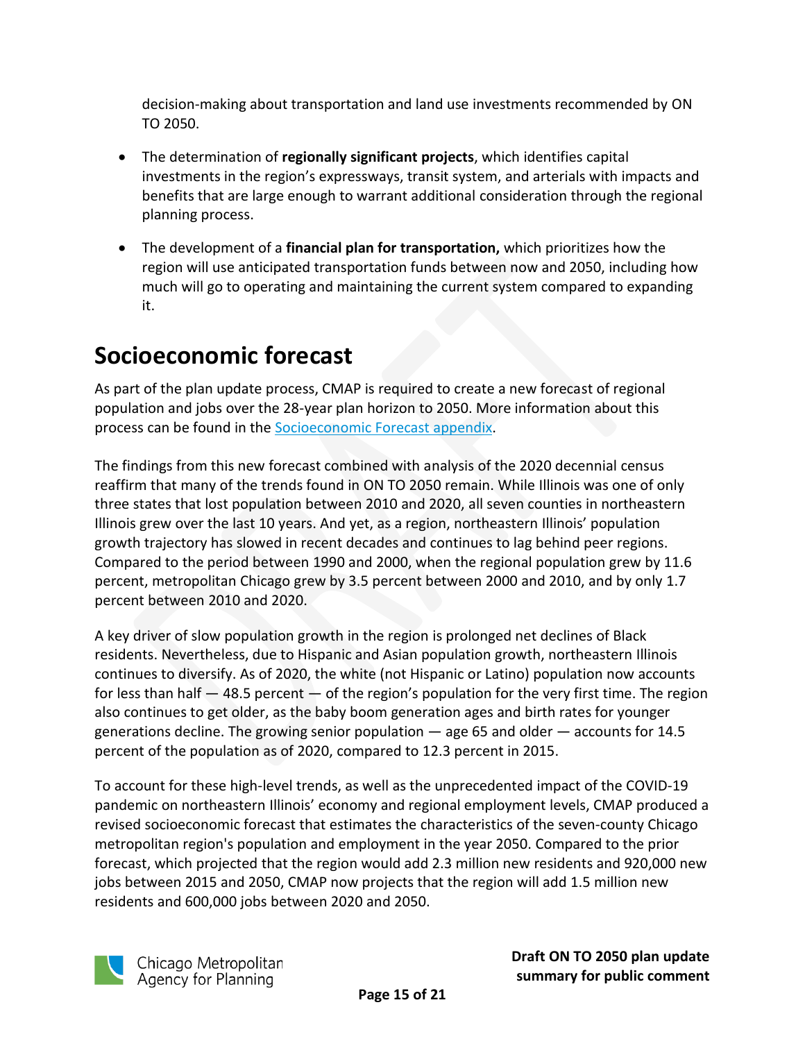decision-making about transportation and land use investments recommended by ON TO 2050.

- The determination of **regionally significant projects**, which identifies capital investments in the region's expressways, transit system, and arterials with impacts and benefits that are large enough to warrant additional consideration through the regional planning process.
- The development of a **financial plan for transportation,** which prioritizes how the region will use anticipated transportation funds between now and 2050, including how much will go to operating and maintaining the current system compared to expanding it.

# Socioeconomic forecast

As part of the plan update process, CMAP is required to create a new forecast of regional population and jobs over the 28-year plan horizon to 2050. More information about this process can be found in the [Socioeconomic Forecast appendix](#).

The findings from this new forecast combined with analysis of the 2020 decennial census reaffirm that many of the trends found in ON TO 2050 remain. While Illinois was one of only three states that lost population between 2010 and 2020, all seven counties in northeastern Illinois grew over the last 10 years. And yet, as a region, northeastern Illinois' population growth trajectory has slowed in recent decades and continues to lag behind peer regions. Compared to the period between 1990 and 2000, when the regional population grew by 11.6 percent, metropolitan Chicago grew by 3.5 percent between 2000 and 2010, and by only 1.7 percent between 2010 and 2020.

A key driver of slow population growth in the region is prolonged net declines of Black residents. Nevertheless, due to Hispanic and Asian population growth, northeastern Illinois continues to diversify. As of 2020, the white (not Hispanic or Latino) population now accounts for less than half — 48.5 percent — of the region's population for the very first time. The region also continues to get older, as the baby boom generation ages and birth rates for younger generations decline. The growing senior population — age 65 and older — accounts for 14.5 percent of the population as of 2020, compared to 12.3 percent in 2015.

To account for these high-level trends, as well as the unprecedented impact of the COVID-19 pandemic on northeastern Illinois' economy and regional employment levels, CMAP produced a revised socioeconomic forecast that estimates the characteristics of the seven-county Chicago metropolitan region's population and employment in the year 2050. Compared to the prior forecast, which projected that the region would add 2.3 million new residents and 920,000 new jobs between 2015 and 2050, CMAP now projects that the region will add 1.5 million new residents and 600,000 jobs between 2020 and 2050.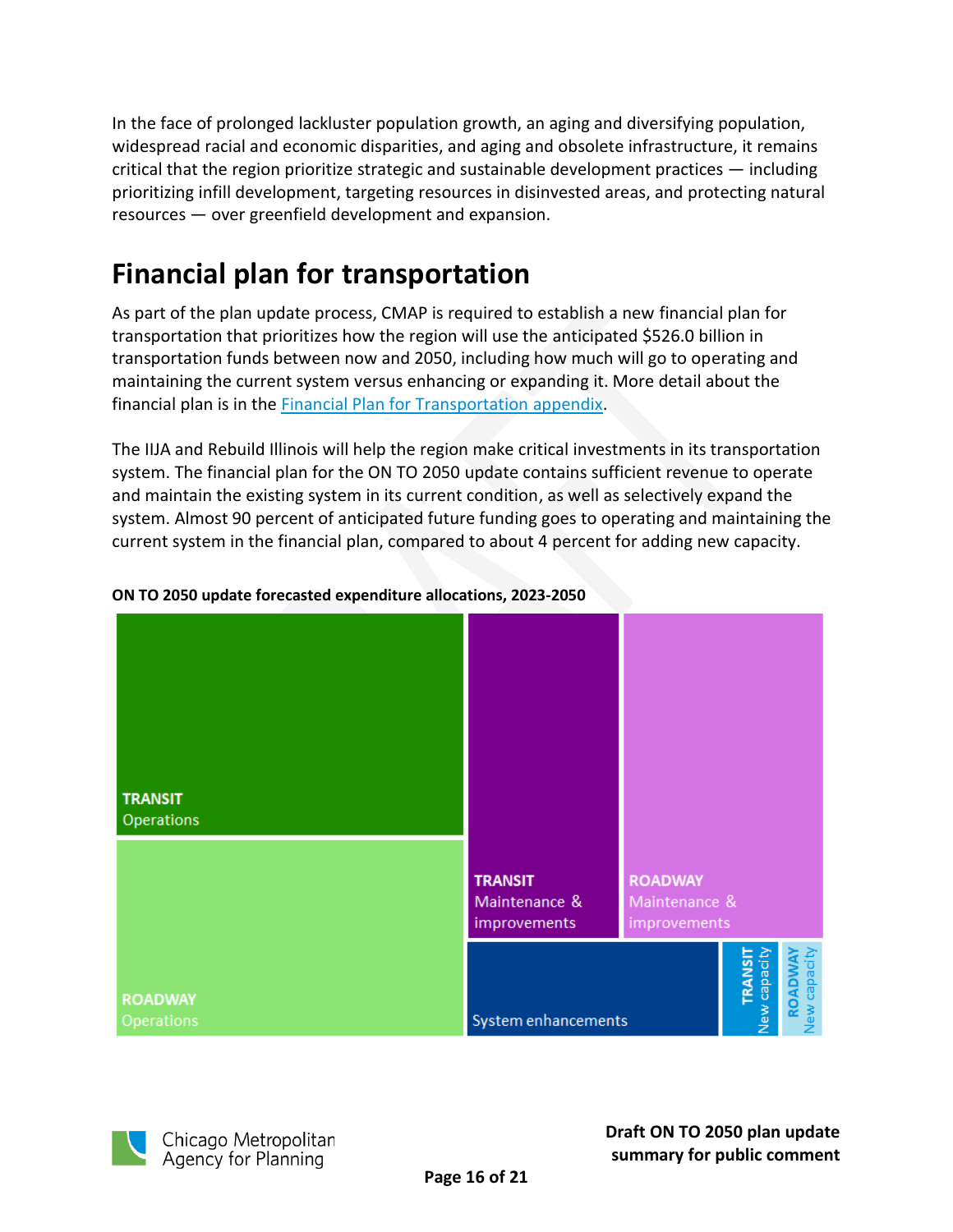In the face of prolonged lackluster population growth, an aging and diversifying population, widespread racial and economic disparities, and aging and obsolete infrastructure, it remains critical that the region prioritize strategic and sustainable development practices — including prioritizing infill development, targeting resources in disinvested areas, and protecting natural resources — over greenfield development and expansion.

# Financial plan for transportation

As part of the plan update process, CMAP is required to establish a new financial plan for transportation that prioritizes how the region will use the anticipated $526.0 billion in transportation funds between now and 2050, including how much will go to operating and maintaining the current system versus enhancing or expanding it. More detail about the financial plan is in the [Financial Plan for Transportation appendix](#).

The IIJA and Rebuild Illinois will help the region make critical investments in its transportation system. The financial plan for the ON TO 2050 update contains sufficient revenue to operate and maintain the existing system in its current condition, as well as selectively expand the system. Almost 90 percent of anticipated future funding goes to operating and maintaining the current system in the financial plan, compared to about 4 percent for adding new capacity.

**ON TO 2050 update forecasted expenditure allocations, 2023-2050**

**TRANSIT** Operations

**ROADWAY** Operations

**TRANSIT** Maintenance & improvements

**ROADWAY** Maintenance & improvements

System enhancements

**TRANSIT** New capacity

**ROADWAY** New capacity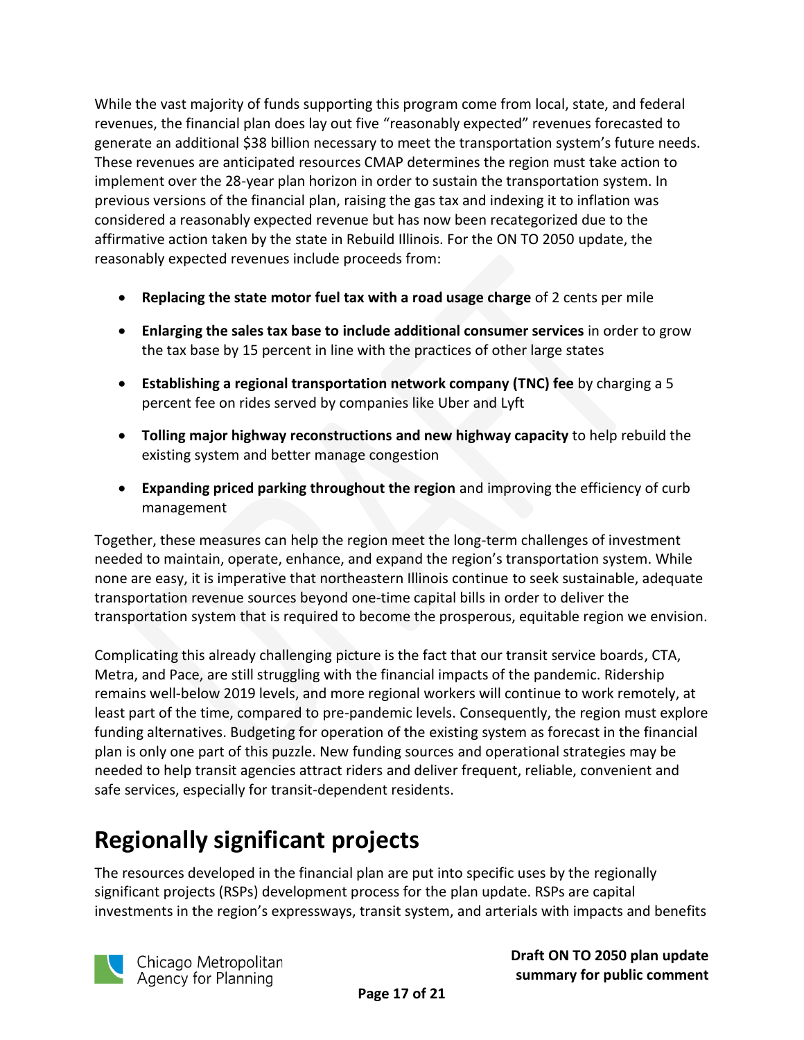While the vast majority of funds supporting this program come from local, state, and federal revenues, the financial plan does lay out five "reasonably expected" revenues forecasted to generate an additional $38 billion necessary to meet the transportation system's future needs. These revenues are anticipated resources CMAP determines the region must take action to implement over the 28-year plan horizon in order to sustain the transportation system. In previous versions of the financial plan, raising the gas tax and indexing it to inflation was considered a reasonably expected revenue but has now been recategorized due to the affirmative action taken by the state in Rebuild Illinois. For the ON TO 2050 update, the reasonably expected revenues include proceeds from:

- **Replacing the state motor fuel tax with a road usage charge** of 2 cents per mile
- **Enlarging the sales tax base to include additional consumer services** in order to grow the tax base by 15 percent in line with the practices of other large states
- **Establishing a regional transportation network company (TNC) fee** by charging a 5 percent fee on rides served by companies like Uber and Lyft
- **Tolling major highway reconstructions and new highway capacity** to help rebuild the existing system and better manage congestion
- **Expanding priced parking throughout the region** and improving the efficiency of curb management

Together, these measures can help the region meet the long-term challenges of investment needed to maintain, operate, enhance, and expand the region's transportation system. While none are easy, it is imperative that northeastern Illinois continue to seek sustainable, adequate transportation revenue sources beyond one-time capital bills in order to deliver the transportation system that is required to become the prosperous, equitable region we envision.

Complicating this already challenging picture is the fact that our transit service boards, CTA, Metra, and Pace, are still struggling with the financial impacts of the pandemic. Ridership remains well-below 2019 levels, and more regional workers will continue to work remotely, at least part of the time, compared to pre-pandemic levels. Consequently, the region must explore funding alternatives. Budgeting for operation of the existing system as forecast in the financial plan is only one part of this puzzle. New funding sources and operational strategies may be needed to help transit agencies attract riders and deliver frequent, reliable, convenient and safe services, especially for transit-dependent residents.

# Regionally significant projects

The resources developed in the financial plan are put into specific uses by the regionally significant projects (RSPs) development process for the plan update. RSPs are capital investments in the region's expressways, transit system, and arterials with impacts and benefits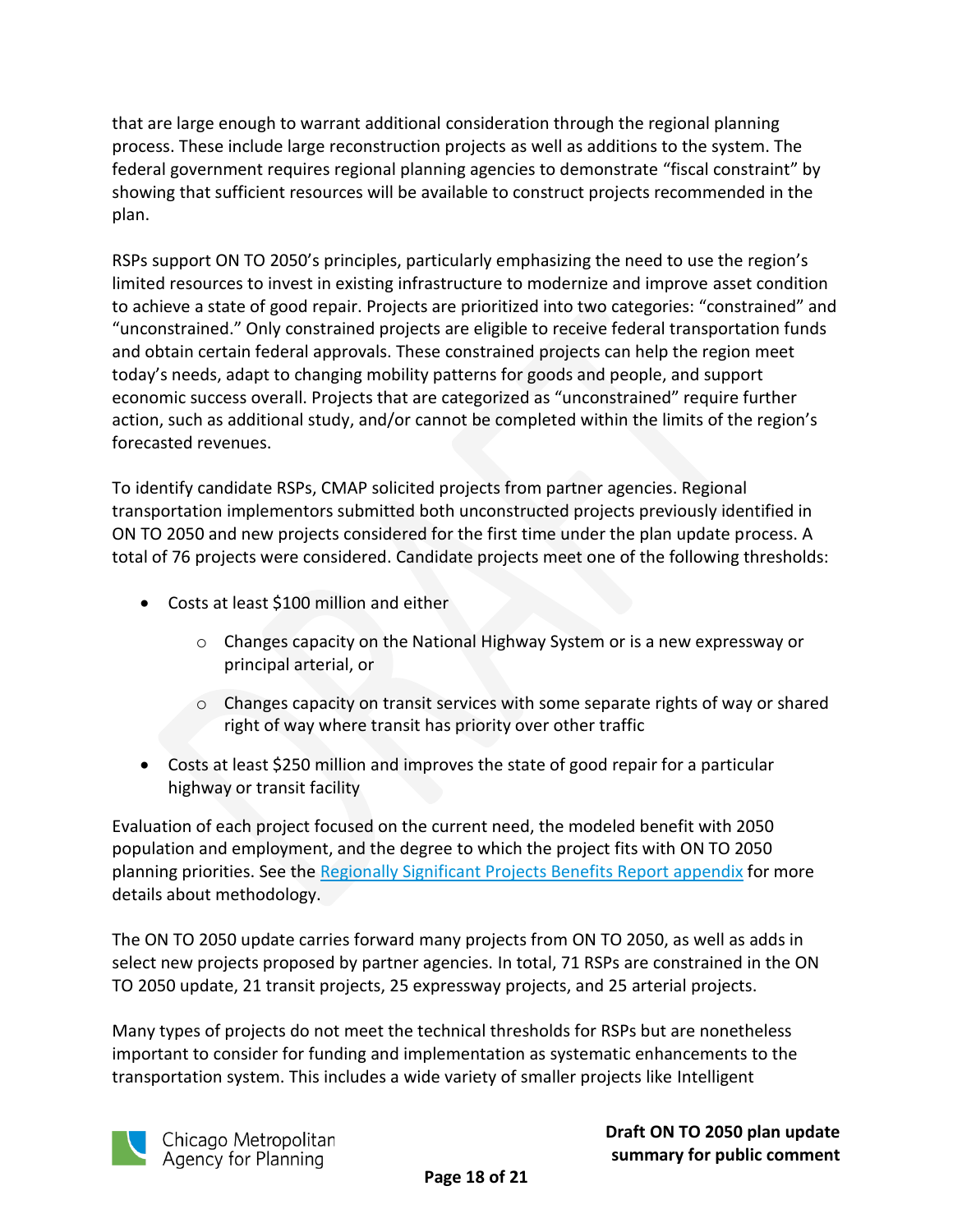that are large enough to warrant additional consideration through the regional planning process. These include large reconstruction projects as well as additions to the system. The federal government requires regional planning agencies to demonstrate "fiscal constraint" by showing that sufficient resources will be available to construct projects recommended in the plan.

RSPs support ON TO 2050's principles, particularly emphasizing the need to use the region's limited resources to invest in existing infrastructure to modernize and improve asset condition to achieve a state of good repair. Projects are prioritized into two categories: "constrained" and "unconstrained." Only constrained projects are eligible to receive federal transportation funds and obtain certain federal approvals. These constrained projects can help the region meet today's needs, adapt to changing mobility patterns for goods and people, and support economic success overall. Projects that are categorized as "unconstrained" require further action, such as additional study, and/or cannot be completed within the limits of the region's forecasted revenues.

To identify candidate RSPs, CMAP solicited projects from partner agencies. Regional transportation implementors submitted both unconstructed projects previously identified in ON TO 2050 and new projects considered for the first time under the plan update process. A total of 76 projects were considered. Candidate projects meet one of the following thresholds:

- Costs at least $100 million and either
    - Changes capacity on the National Highway System or is a new expressway or principal arterial, or
    - Changes capacity on transit services with some separate rights of way or shared right of way where transit has priority over other traffic
- Costs at least $250 million and improves the state of good repair for a particular highway or transit facility

Evaluation of each project focused on the current need, the modeled benefit with 2050 population and employment, and the degree to which the project fits with ON TO 2050 planning priorities. See the [Regionally Significant Projects Benefits Report appendix] for more details about methodology.

The ON TO 2050 update carries forward many projects from ON TO 2050, as well as adds in select new projects proposed by partner agencies. In total, 71 RSPs are constrained in the ON TO 2050 update, 21 transit projects, 25 expressway projects, and 25 arterial projects.

Many types of projects do not meet the technical thresholds for RSPs but are nonetheless important to consider for funding and implementation as systematic enhancements to the transportation system. This includes a wide variety of smaller projects like Intelligent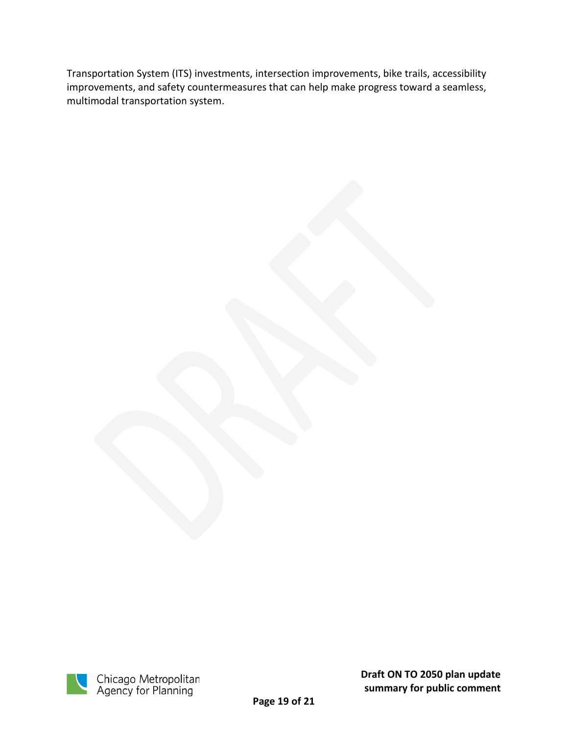Transportation System (ITS) investments, intersection improvements, bike trails, accessibility improvements, and safety countermeasures that can help make progress toward a seamless, multimodal transportation system.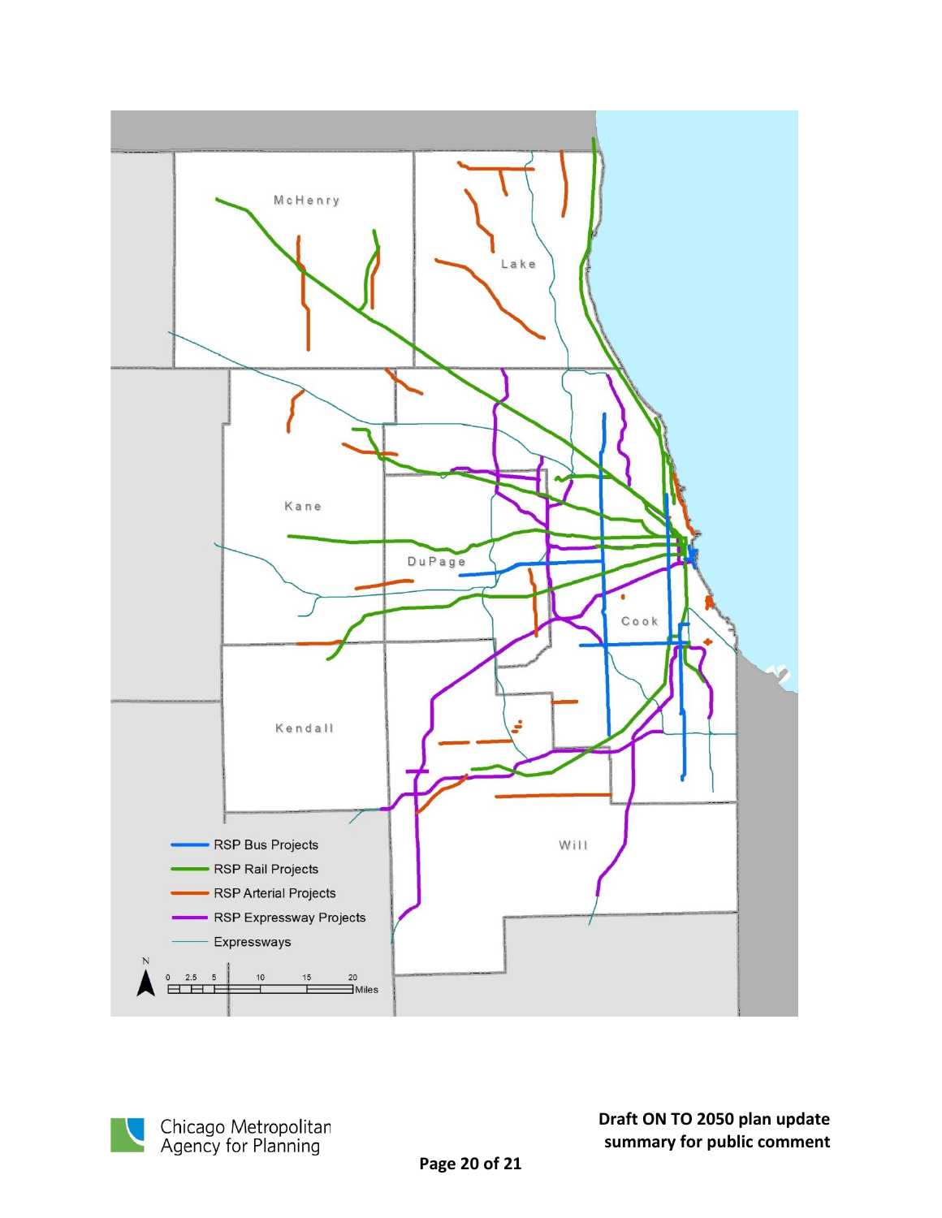McHenry

Lake

Kane

DuPage

Cook

Kendall

Will

RSP Bus Projects

RSP Rail Projects

RSP Arterial Projects

RSP Expressway Projects

Expressways

N

0 2.5 5 10 15 20 Miles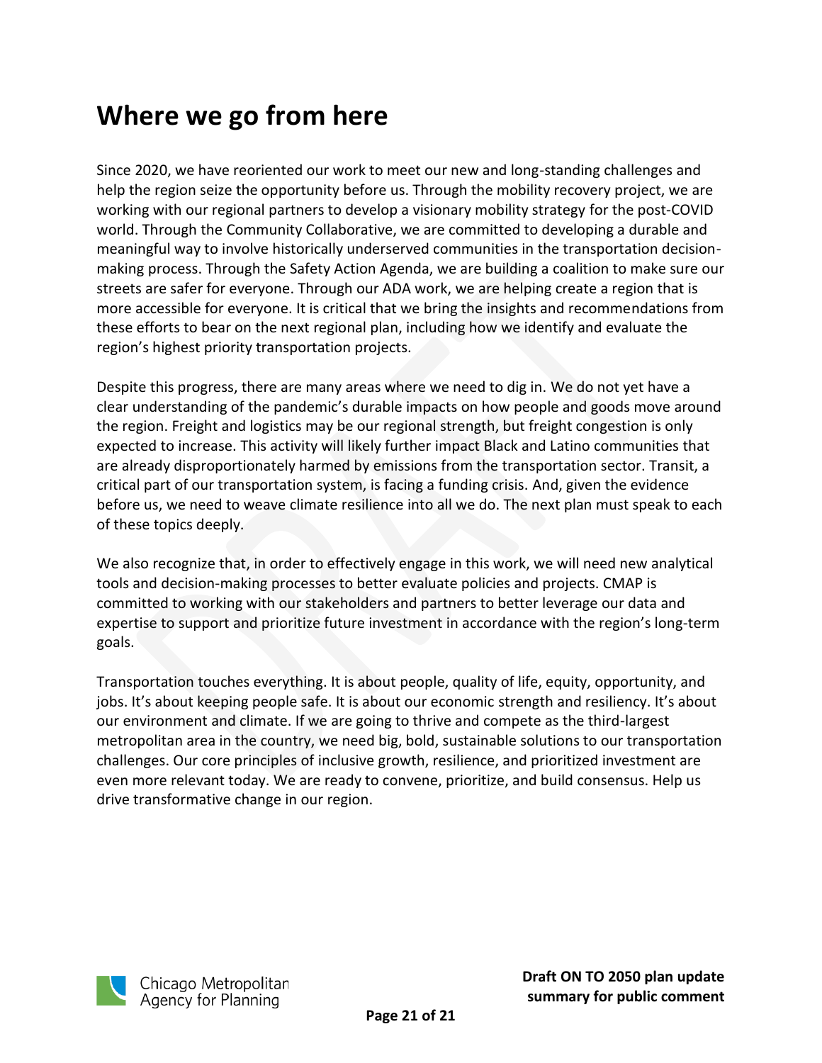# Where we go from here

Since 2020, we have reoriented our work to meet our new and long-standing challenges and help the region seize the opportunity before us. Through the mobility recovery project, we are working with our regional partners to develop a visionary mobility strategy for the post-COVID world. Through the Community Collaborative, we are committed to developing a durable and meaningful way to involve historically underserved communities in the transportation decision-making process. Through the Safety Action Agenda, we are building a coalition to make sure our streets are safer for everyone. Through our ADA work, we are helping create a region that is more accessible for everyone. It is critical that we bring the insights and recommendations from these efforts to bear on the next regional plan, including how we identify and evaluate the region's highest priority transportation projects.

Despite this progress, there are many areas where we need to dig in. We do not yet have a clear understanding of the pandemic's durable impacts on how people and goods move around the region. Freight and logistics may be our regional strength, but freight congestion is only expected to increase. This activity will likely further impact Black and Latino communities that are already disproportionately harmed by emissions from the transportation sector. Transit, a critical part of our transportation system, is facing a funding crisis. And, given the evidence before us, we need to weave climate resilience into all we do. The next plan must speak to each of these topics deeply.

We also recognize that, in order to effectively engage in this work, we will need new analytical tools and decision-making processes to better evaluate policies and projects. CMAP is committed to working with our stakeholders and partners to better leverage our data and expertise to support and prioritize future investment in accordance with the region's long-term goals.

Transportation touches everything. It is about people, quality of life, equity, opportunity, and jobs. It's about keeping people safe. It is about our economic strength and resiliency. It's about our environment and climate. If we are going to thrive and compete as the third-largest metropolitan area in the country, we need big, bold, sustainable solutions to our transportation challenges. Our core principles of inclusive growth, resilience, and prioritized investment are even more relevant today. We are ready to convene, prioritize, and build consensus. Help us drive transformative change in our region.